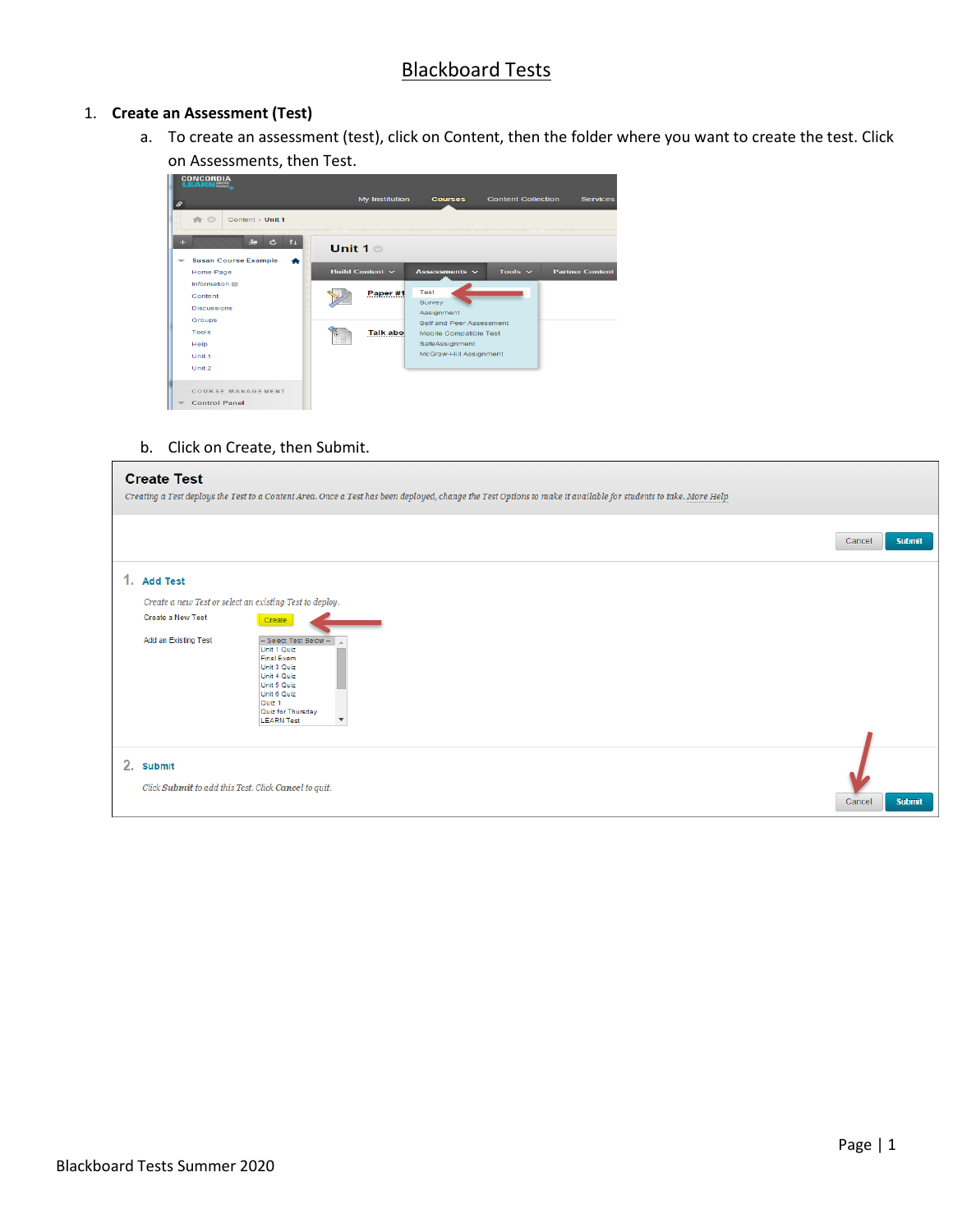# Blackboard Tests

1. **Create an Assessment (Test)**
   a. To create an assessment (test), click on Content, then the folder where you want to create the test. Click on Assessments, then Test.

   b. Click on Create, then Submit.

Blackboard Tests Summer 2020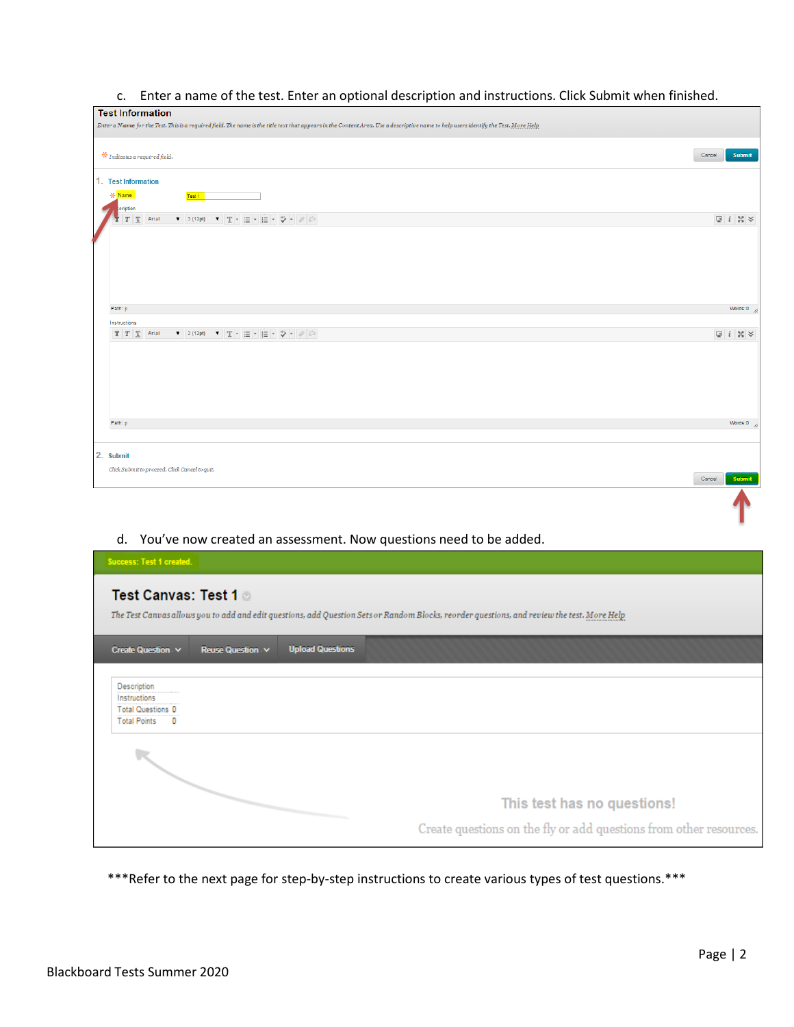c. Enter a name of the test. Enter an optional description and instructions. Click Submit when finished.

d. You've now created an assessment. Now questions need to be added.

***Refer to the next page for step-by-step instructions to create various types of test questions.***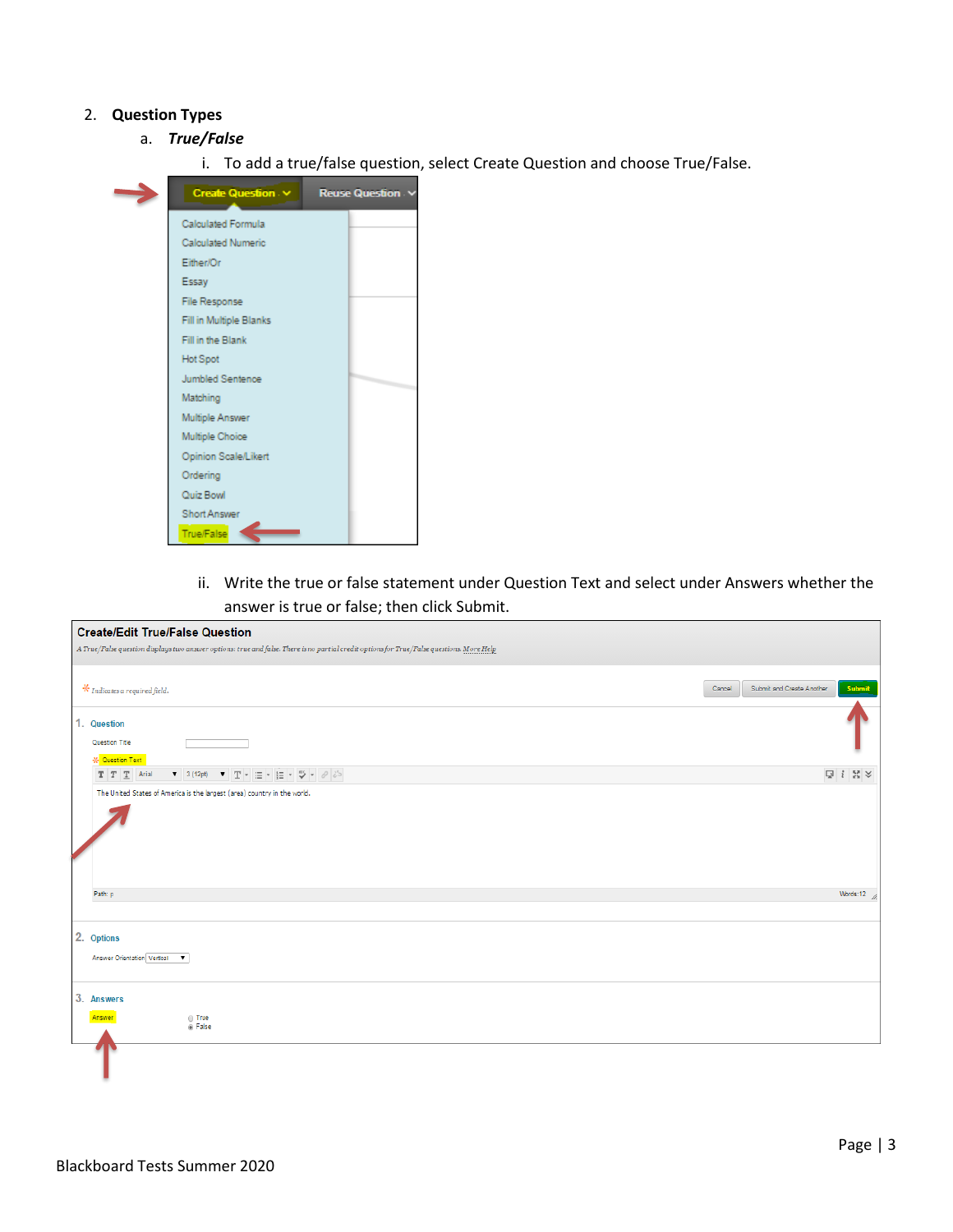2. **Question Types**
   a. ***True/False***
      i. To add a true/false question, select Create Question and choose True/False.

      ii. Write the true or false statement under Question Text and select under Answers whether the answer is true or false; then click Submit.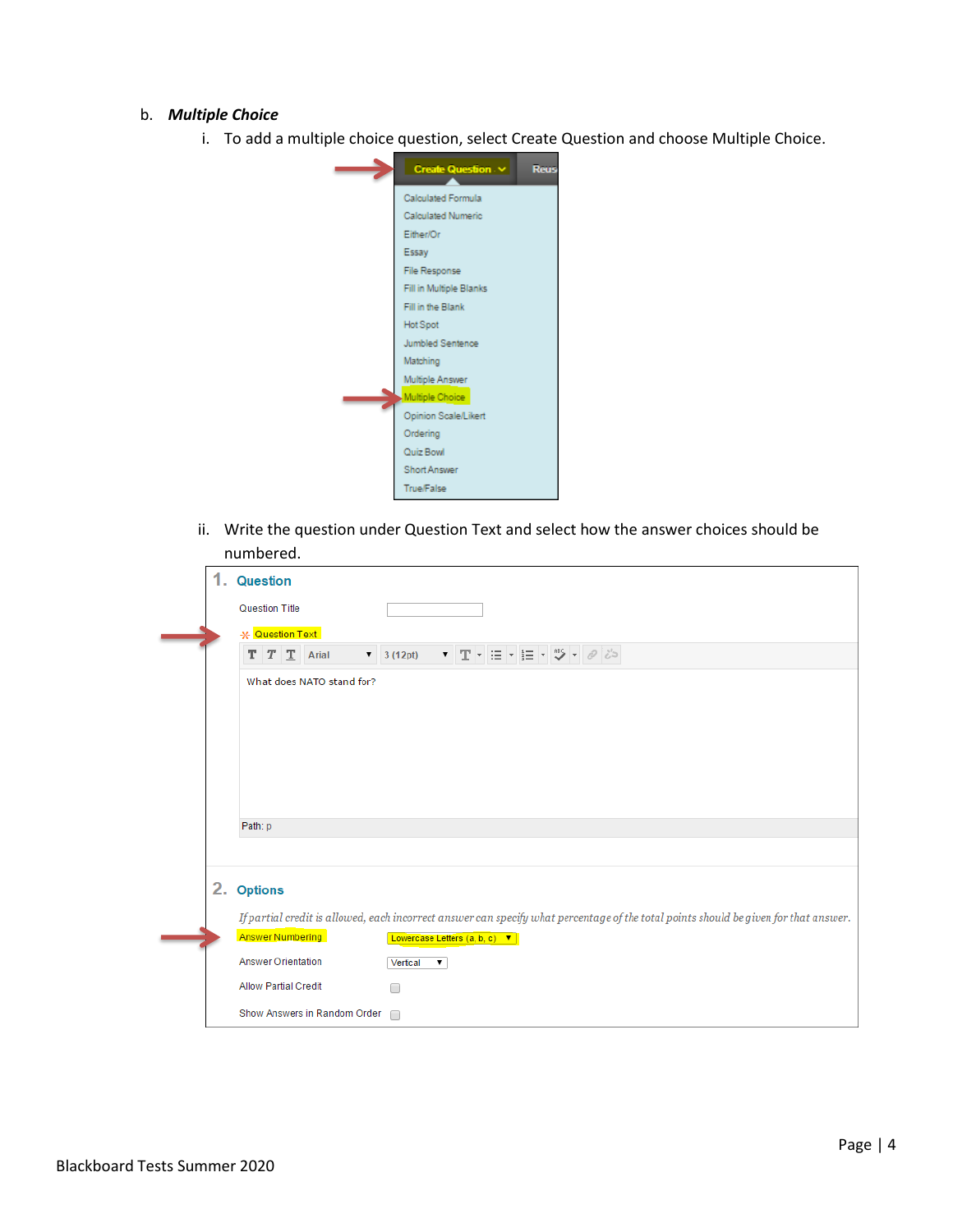b. ***Multiple Choice***

i. To add a multiple choice question, select Create Question and choose Multiple Choice.

ii. Write the question under Question Text and select how the answer choices should be numbered.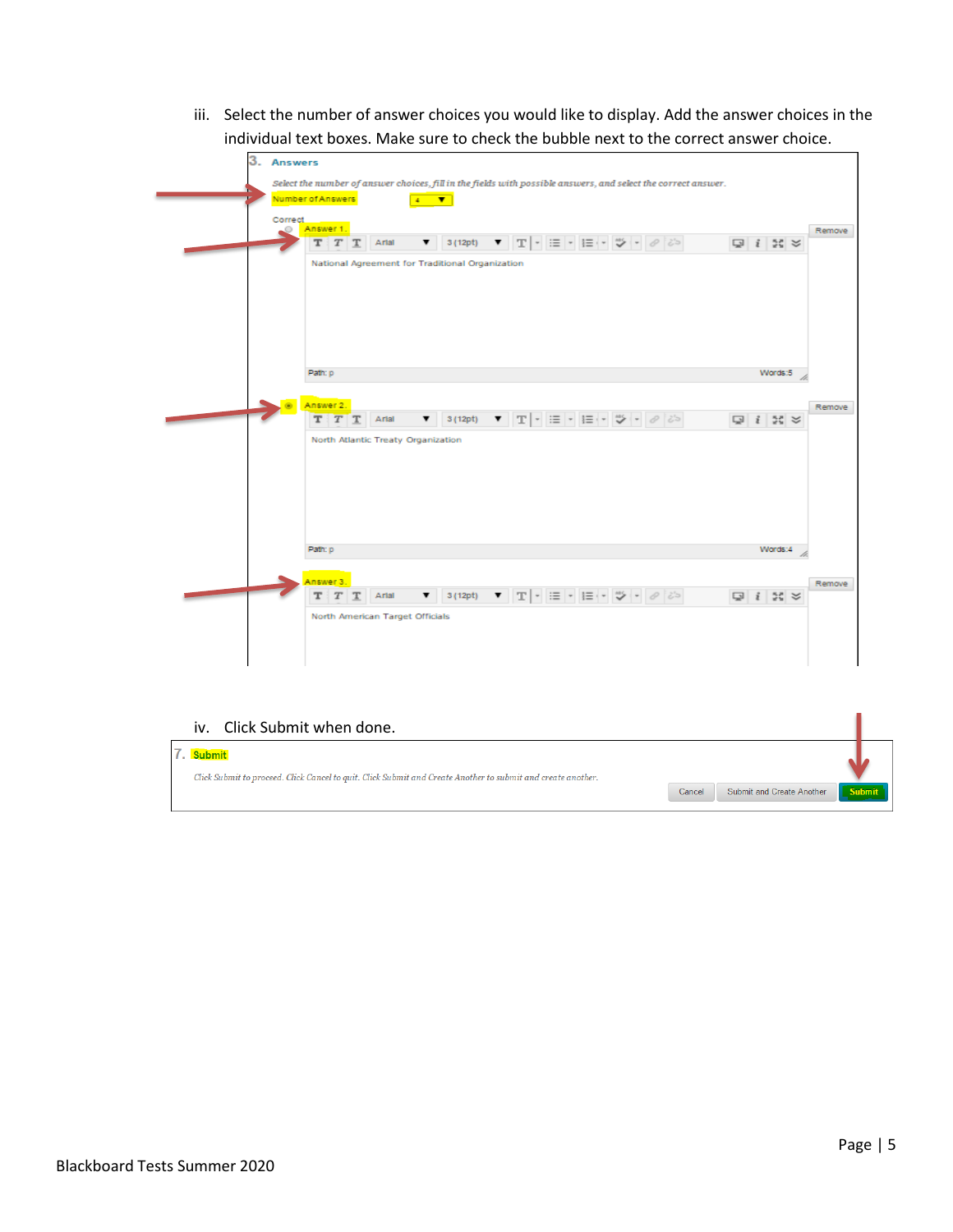iii. Select the number of answer choices you would like to display. Add the answer choices in the individual text boxes. Make sure to check the bubble next to the correct answer choice.

3. Answers

*Select the number of answer choices, fill in the fields with possible answers, and select the correct answer.*

Number of Answers 4

Correct

Answer 1. National Agreement for Traditional Organization

Answer 2. North Atlantic Treaty Organization

Answer 3. North American Target Officials

iv. Click Submit when done.

7. Submit

*Click Submit to proceed. Click Cancel to quit. Click Submit and Create Another to submit and create another.*

Cancel | Submit and Create Another | Submit

Blackboard Tests Summer 2020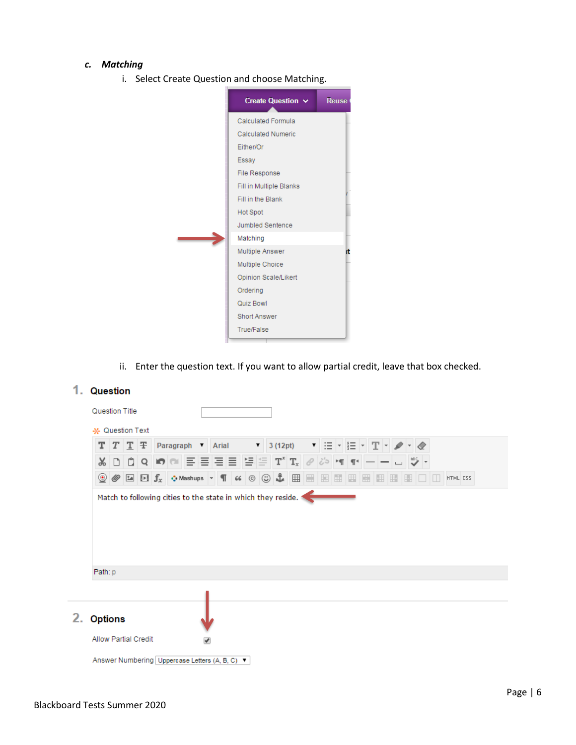### c. *Matching*

i. Select Create Question and choose Matching.

ii. Enter the question text. If you want to allow partial credit, leave that box checked.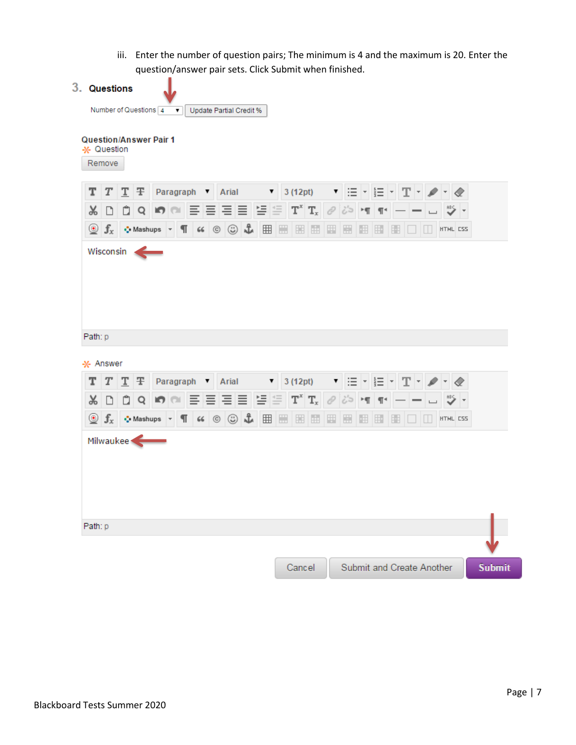iii. Enter the number of question pairs; The minimum is 4 and the maximum is 20. Enter the question/answer pair sets. Click Submit when finished.

3. **Questions**

Number of Questions 4 Update Partial Credit %

**Question/Answer Pair 1**

Question

Remove

Wisconsin

Path: p

Answer

Milwaukee

Path: p

Cancel | Submit and Create Another | Submit

Blackboard Tests Summer 2020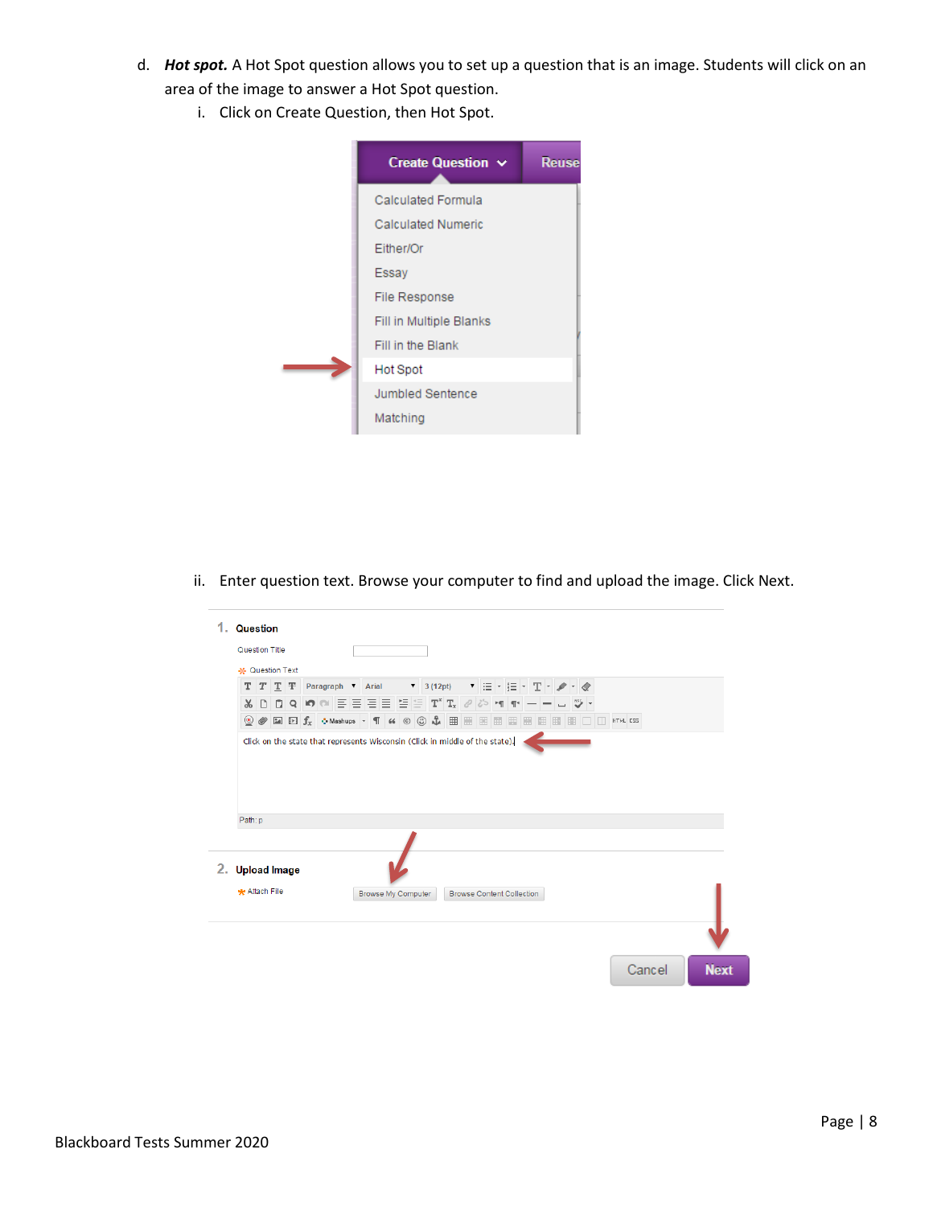d. ***Hot spot.*** A Hot Spot question allows you to set up a question that is an image. Students will click on an area of the image to answer a Hot Spot question.

   i. Click on Create Question, then Hot Spot.

   ii. Enter question text. Browse your computer to find and upload the image. Click Next.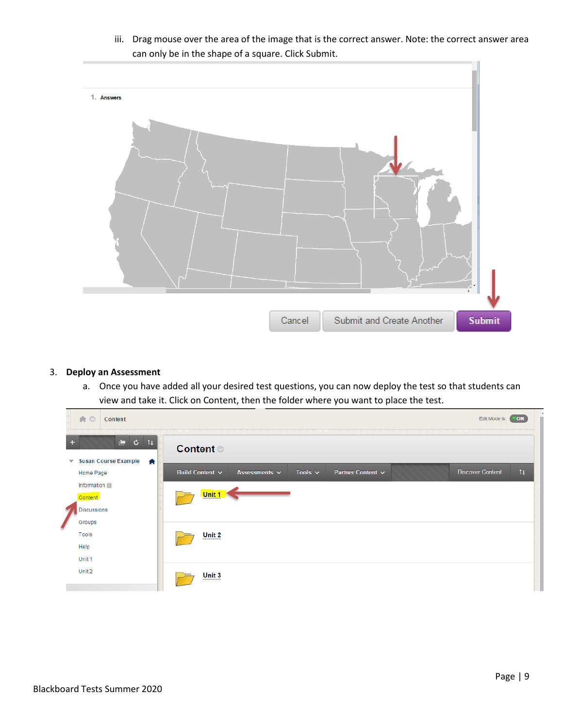iii. Drag mouse over the area of the image that is the correct answer. Note: the correct answer area can only be in the shape of a square. Click Submit.

3. **Deploy an Assessment**

   a. Once you have added all your desired test questions, you can now deploy the test so that students can view and take it. Click on Content, then the folder where you want to place the test.

Blackboard Tests Summer 2020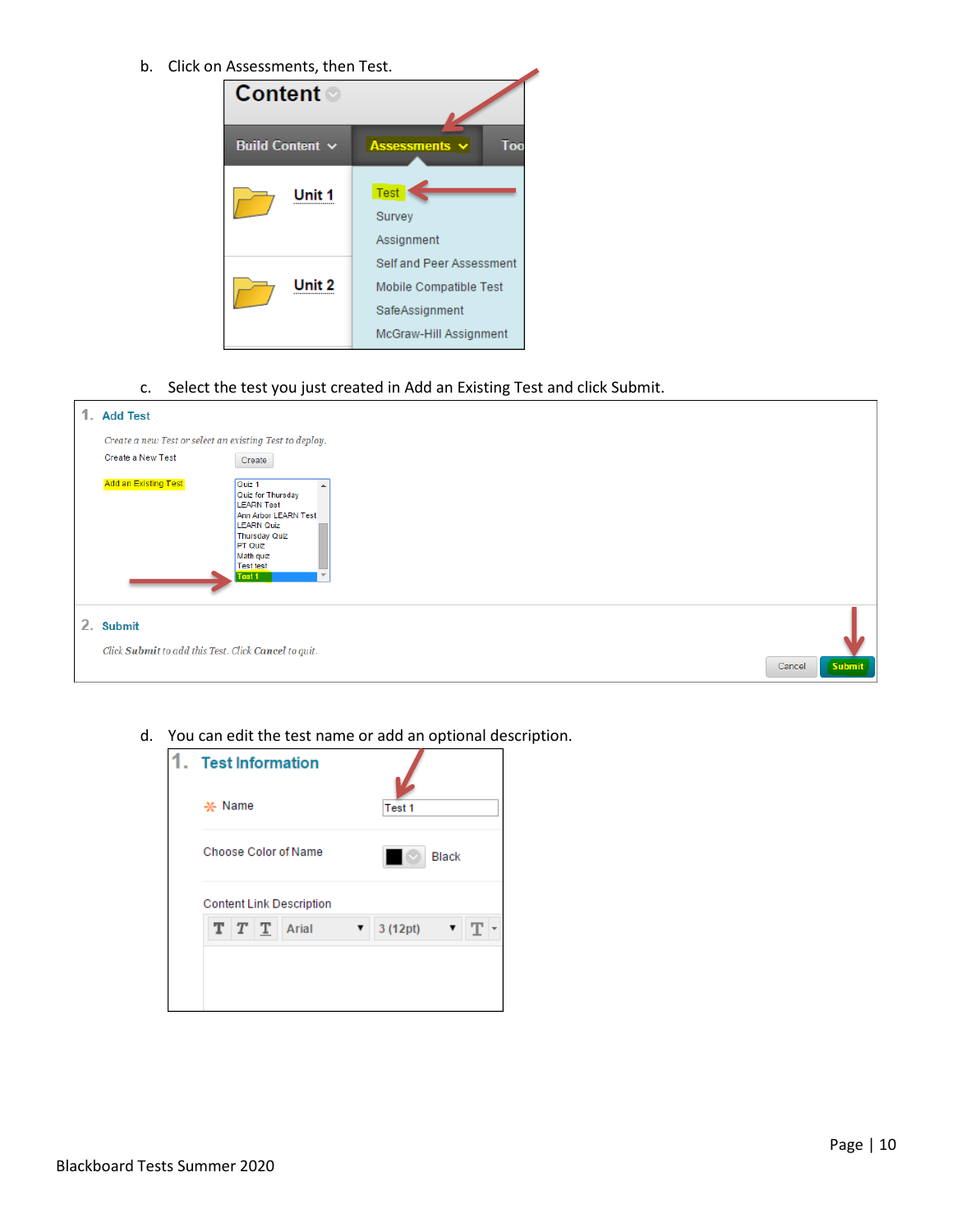b. Click on Assessments, then Test.

c. Select the test you just created in Add an Existing Test and click Submit.

d. You can edit the test name or add an optional description.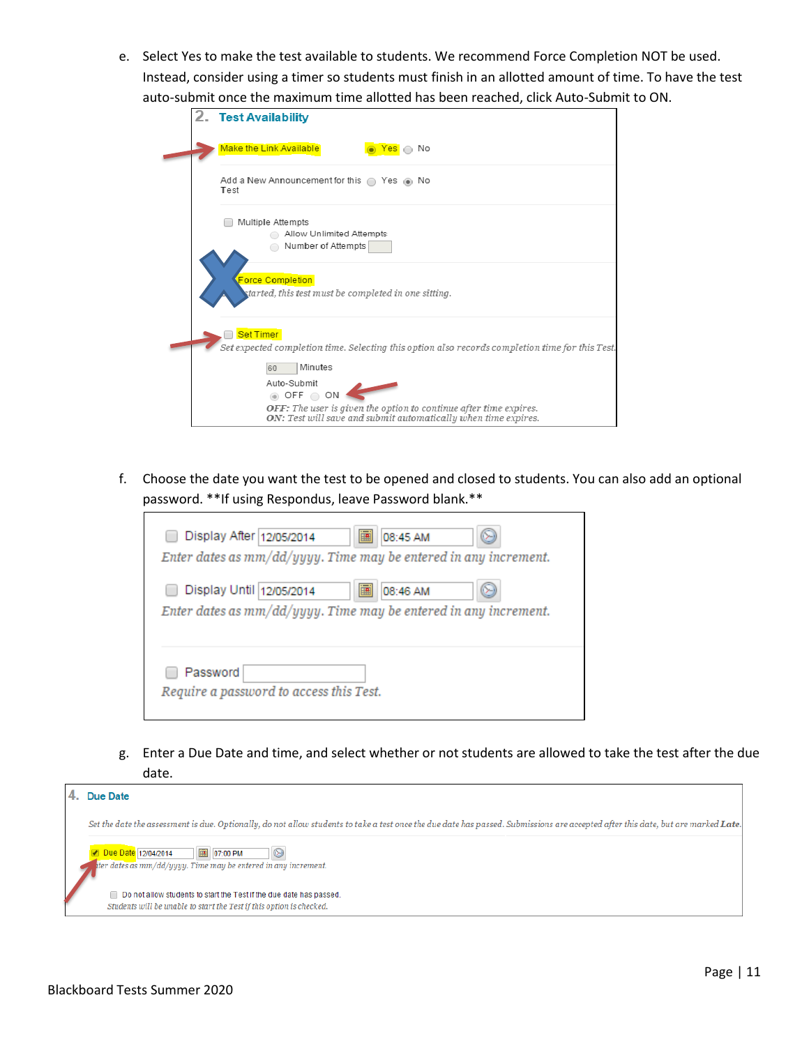e. Select Yes to make the test available to students. We recommend Force Completion NOT be used. Instead, consider using a timer so students must finish in an allotted amount of time. To have the test auto-submit once the maximum time allotted has been reached, click Auto-Submit to ON.

**2. Test Availability**

Make the Link Available — Yes / No

Add a New Announcement for this Test — Yes / No

Multiple Attempts
- Allow Unlimited Attempts
- Number of Attempts

Force Completion
*Once started, this test must be completed in one sitting.*

Set Timer
*Set expected completion time. Selecting this option also records completion time for this Test.*

60 Minutes

Auto-Submit
OFF / ON
***OFF:** The user is given the option to continue after time expires.*
***ON:** Test will save and submit automatically when time expires.*

f. Choose the date you want the test to be opened and closed to students. You can also add an optional password. **If using Respondus, leave Password blank.**

Display After 12/05/2014 08:45 AM
*Enter dates as mm/dd/yyyy. Time may be entered in any increment.*

Display Until 12/05/2014 08:46 AM
*Enter dates as mm/dd/yyyy. Time may be entered in any increment.*

Password
*Require a password to access this Test.*

g. Enter a Due Date and time, and select whether or not students are allowed to take the test after the due date.

**4. Due Date**

*Set the date the assessment is due. Optionally, do not allow students to take a test once the due date has passed. Submissions are accepted after this date, but are marked **Late**.*

Due Date 12/04/2014 07:00 PM
*Enter dates as mm/dd/yyyy. Time may be entered in any increment.*

Do not allow students to start the Test if the due date has passed.
*Students will be unable to start the Test if this option is checked.*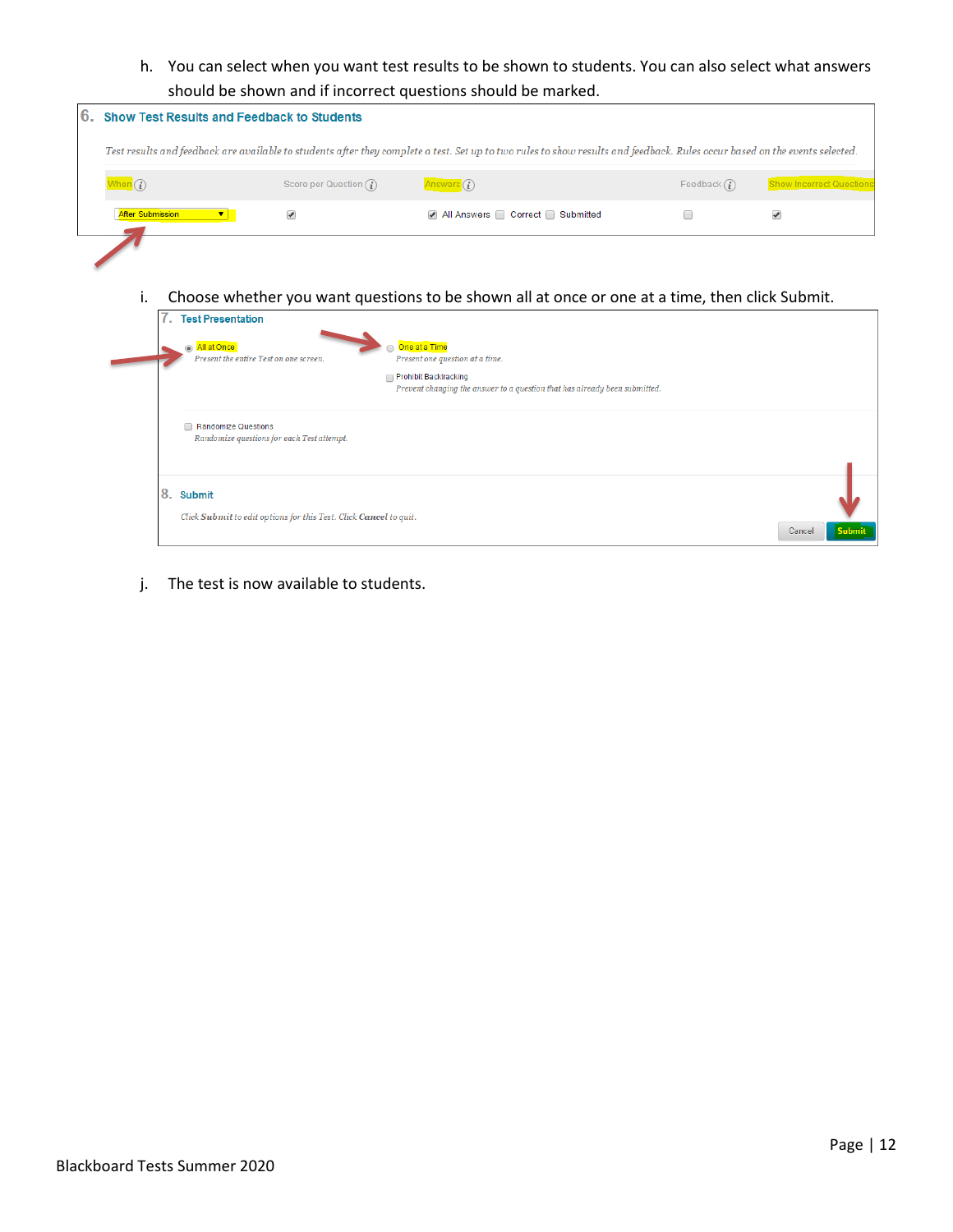h. You can select when you want test results to be shown to students. You can also select what answers should be shown and if incorrect questions should be marked.

6. **Show Test Results and Feedback to Students**

*Test results and feedback are available to students after they complete a test. Set up to two rules to show results and feedback. Rules occur based on the events selected.*

| When | Score per Question | Answers | Feedback | Show Incorrect Questions |
|---|---|---|---|---|
| After Submission | ☑ | ☑ All Answers ☐ Correct ☐ Submitted | ☐ | ☑ |

i. Choose whether you want questions to be shown all at once or one at a time, then click Submit.

7. **Test Presentation**

◉ All at Once
*Present the entire Test on one screen.*

○ One at a Time
*Present one question at a time.*

☐ Prohibit Backtracking
*Prevent changing the answer to a question that has already been submitted.*

☐ Randomize Questions
*Randomize questions for each Test attempt.*

8. **Submit**

*Click **Submit** to edit options for this Test. Click **Cancel** to quit.*

Cancel   Submit

j. The test is now available to students.

Blackboard Tests Summer 2020